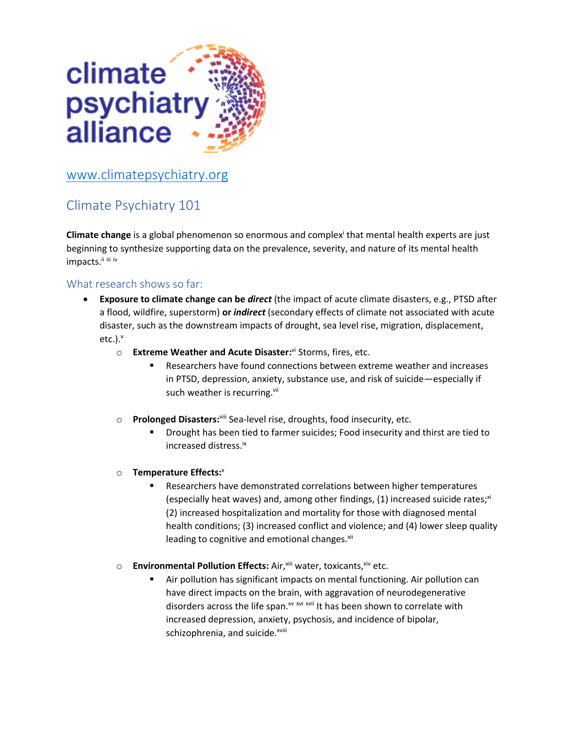climate psychiatry alliance

[www.climatepsychiatry.org](http://www.climatepsychiatry.org)

## Climate Psychiatry 101

**Climate change** is a global phenomenon so enormous and complex[i] that mental health experts are just beginning to synthesize supporting data on the prevalence, severity, and nature of its mental health impacts.[ii] [iii] [iv]

### What research shows so far:

- **Exposure to climate change can be *direct*** (the impact of acute climate disasters, e.g., PTSD after a flood, wildfire, superstorm) **or *indirect*** (secondary effects of climate not associated with acute disaster, such as the downstream impacts of drought, sea level rise, migration, displacement, etc.).[v]
  - **Extreme Weather and Acute Disaster:**[vi] Storms, fires, etc.
    - Researchers have found connections between extreme weather and increases in PTSD, depression, anxiety, substance use, and risk of suicide—especially if such weather is recurring.[vii]
  - **Prolonged Disasters:**[viii] Sea-level rise, droughts, food insecurity, etc.
    - Drought has been tied to farmer suicides; Food insecurity and thirst are tied to increased distress.[ix]
  - **Temperature Effects:**[x]
    - Researchers have demonstrated correlations between higher temperatures (especially heat waves) and, among other findings, (1) increased suicide rates;[xi] (2) increased hospitalization and mortality for those with diagnosed mental health conditions; (3) increased conflict and violence; and (4) lower sleep quality leading to cognitive and emotional changes.[xii]
  - **Environmental Pollution Effects:** Air,[xiii] water, toxicants,[xiv] etc.
    - Air pollution has significant impacts on mental functioning. Air pollution can have direct impacts on the brain, with aggravation of neurodegenerative disorders across the life span.[xv] [xvi] [xvii] It has been shown to correlate with increased depression, anxiety, psychosis, and incidence of bipolar, schizophrenia, and suicide.[xviii]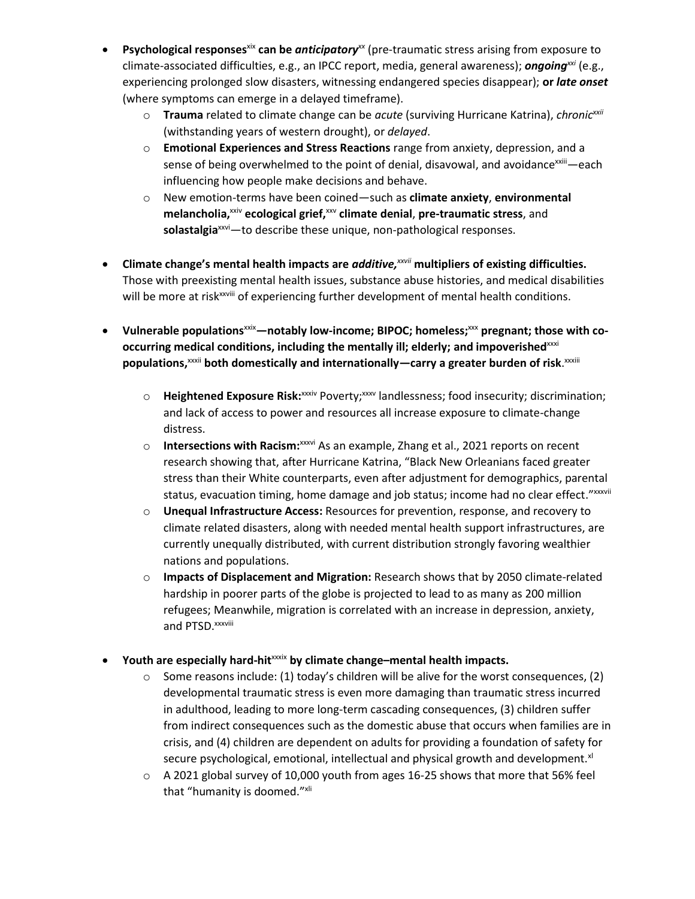- **Psychological responses**[xix] **can be** ***anticipatory***[xx] (pre-traumatic stress arising from exposure to climate-associated difficulties, e.g., an IPCC report, media, general awareness); ***ongoing***[xxi] (e.g., experiencing prolonged slow disasters, witnessing endangered species disappear); **or** ***late onset*** (where symptoms can emerge in a delayed timeframe).
    - **Trauma** related to climate change can be *acute* (surviving Hurricane Katrina), *chronic*[xxii] (withstanding years of western drought), or *delayed*.
    - **Emotional Experiences and Stress Reactions** range from anxiety, depression, and a sense of being overwhelmed to the point of denial, disavowal, and avoidance[xxiii]—each influencing how people make decisions and behave.
    - New emotion-terms have been coined—such as **climate anxiety**, **environmental melancholia,**[xxiv] **ecological grief,**[xxv] **climate denial**, **pre-traumatic stress**, and **solastalgia**[xxvi]—to describe these unique, non-pathological responses.

- **Climate change's mental health impacts are** ***additive,***[xxvii] **multipliers of existing difficulties.** Those with preexisting mental health issues, substance abuse histories, and medical disabilities will be more at risk[xxviii] of experiencing further development of mental health conditions.

- **Vulnerable populations**[xxix]**—notably low-income; BIPOC; homeless;**[xxx] **pregnant; those with co-occurring medical conditions, including the mentally ill; elderly; and impoverished**[xxxi] **populations,**[xxxii] **both domestically and internationally—carry a greater burden of risk**.[xxxiii]

    - **Heightened Exposure Risk:**[xxxiv] Poverty;[xxxv] landlessness; food insecurity; discrimination; and lack of access to power and resources all increase exposure to climate-change distress.
    - **Intersections with Racism:**[xxxvi] As an example, Zhang et al., 2021 reports on recent research showing that, after Hurricane Katrina, "Black New Orleanians faced greater stress than their White counterparts, even after adjustment for demographics, parental status, evacuation timing, home damage and job status; income had no clear effect."[xxxvii]
    - **Unequal Infrastructure Access:** Resources for prevention, response, and recovery to climate related disasters, along with needed mental health support infrastructures, are currently unequally distributed, with current distribution strongly favoring wealthier nations and populations.
    - **Impacts of Displacement and Migration:** Research shows that by 2050 climate-related hardship in poorer parts of the globe is projected to lead to as many as 200 million refugees; Meanwhile, migration is correlated with an increase in depression, anxiety, and PTSD.[xxxviii]

- **Youth are especially hard-hit**[xxxix] **by climate change–mental health impacts.**
    - Some reasons include: (1) today's children will be alive for the worst consequences, (2) developmental traumatic stress is even more damaging than traumatic stress incurred in adulthood, leading to more long-term cascading consequences, (3) children suffer from indirect consequences such as the domestic abuse that occurs when families are in crisis, and (4) children are dependent on adults for providing a foundation of safety for secure psychological, emotional, intellectual and physical growth and development.[xl]
    - A 2021 global survey of 10,000 youth from ages 16-25 shows that more that 56% feel that "humanity is doomed."[xli]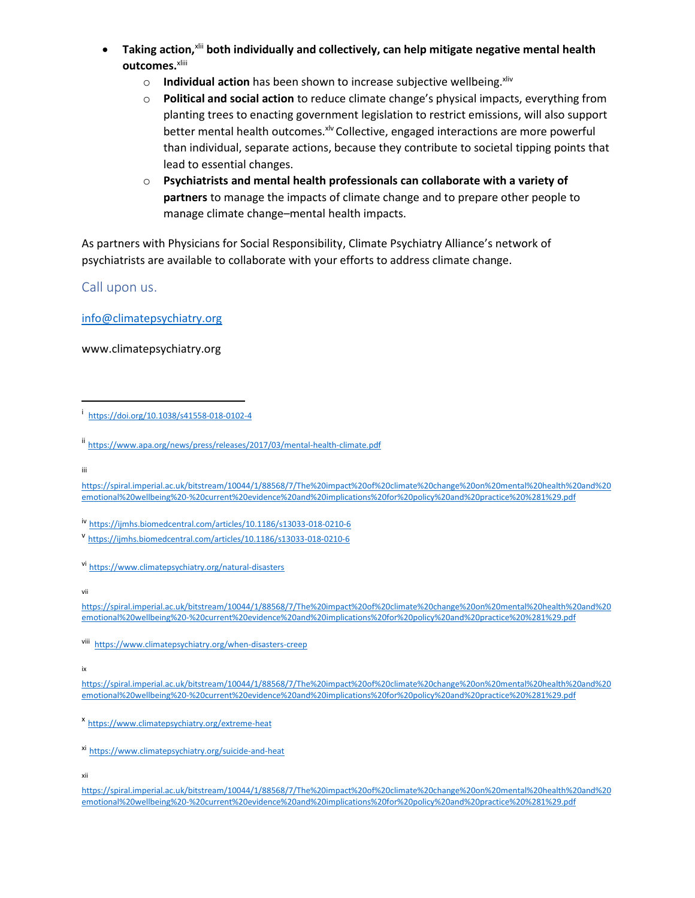- **Taking action,**[xlii] **both individually and collectively, can help mitigate negative mental health outcomes.**[xliii]
  - **Individual action** has been shown to increase subjective wellbeing.[xliv]
  - **Political and social action** to reduce climate change's physical impacts, everything from planting trees to enacting government legislation to restrict emissions, will also support better mental health outcomes.[xlv] Collective, engaged interactions are more powerful than individual, separate actions, because they contribute to societal tipping points that lead to essential changes.
  - **Psychiatrists and mental health professionals can collaborate with a variety of partners** to manage the impacts of climate change and to prepare other people to manage climate change–mental health impacts.

As partners with Physicians for Social Responsibility, Climate Psychiatry Alliance's network of psychiatrists are available to collaborate with your efforts to address climate change.

## Call upon us.

info@climatepsychiatry.org

www.climatepsychiatry.org

---

[i] https://doi.org/10.1038/s41558-018-0102-4

[ii] https://www.apa.org/news/press/releases/2017/03/mental-health-climate.pdf

[iii] https://spiral.imperial.ac.uk/bitstream/10044/1/88568/7/The%20impact%20of%20climate%20change%20on%20mental%20health%20and%20emotional%20wellbeing%20-%20current%20evidence%20and%20implications%20for%20policy%20and%20practice%20%281%29.pdf

[iv] https://ijmhs.biomedcentral.com/articles/10.1186/s13033-018-0210-6

[v] https://ijmhs.biomedcentral.com/articles/10.1186/s13033-018-0210-6

[vi] https://www.climatepsychiatry.org/natural-disasters

[vii] https://spiral.imperial.ac.uk/bitstream/10044/1/88568/7/The%20impact%20of%20climate%20change%20on%20mental%20health%20and%20emotional%20wellbeing%20-%20current%20evidence%20and%20implications%20for%20policy%20and%20practice%20%281%29.pdf

[viii] https://www.climatepsychiatry.org/when-disasters-creep

[ix] https://spiral.imperial.ac.uk/bitstream/10044/1/88568/7/The%20impact%20of%20climate%20change%20on%20mental%20health%20and%20emotional%20wellbeing%20-%20current%20evidence%20and%20implications%20for%20policy%20and%20practice%20%281%29.pdf

[x] https://www.climatepsychiatry.org/extreme-heat

[xi] https://www.climatepsychiatry.org/suicide-and-heat

[xii] https://spiral.imperial.ac.uk/bitstream/10044/1/88568/7/The%20impact%20of%20climate%20change%20on%20mental%20health%20and%20emotional%20wellbeing%20-%20current%20evidence%20and%20implications%20for%20policy%20and%20practice%20%281%29.pdf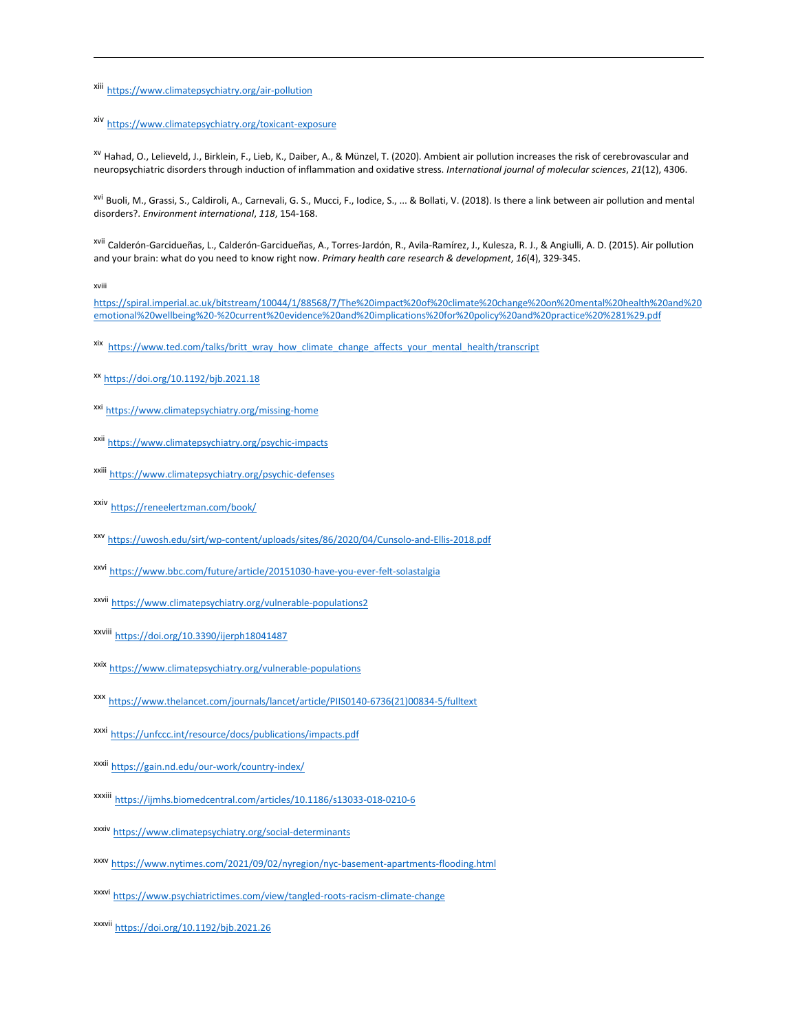[xiii] https://www.climatepsychiatry.org/air-pollution

[xiv] https://www.climatepsychiatry.org/toxicant-exposure

[xv] Hahad, O., Lelieveld, J., Birklein, F., Lieb, K., Daiber, A., & Münzel, T. (2020). Ambient air pollution increases the risk of cerebrovascular and neuropsychiatric disorders through induction of inflammation and oxidative stress. *International journal of molecular sciences*, *21*(12), 4306.

[xvi] Buoli, M., Grassi, S., Caldiroli, A., Carnevali, G. S., Mucci, F., Iodice, S., ... & Bollati, V. (2018). Is there a link between air pollution and mental disorders?. *Environment international*, *118*, 154-168.

[xvii] Calderón-Garcidueñas, L., Calderón-Garcidueñas, A., Torres-Jardón, R., Avila-Ramírez, J., Kulesza, R. J., & Angiulli, A. D. (2015). Air pollution and your brain: what do you need to know right now. *Primary health care research & development*, *16*(4), 329-345.

[xviii] https://spiral.imperial.ac.uk/bitstream/10044/1/88568/7/The%20impact%20of%20climate%20change%20on%20mental%20health%20and%20emotional%20wellbeing%20-%20current%20evidence%20and%20implications%20for%20policy%20and%20practice%20%281%29.pdf

[xix] https://www.ted.com/talks/britt_wray_how_climate_change_affects_your_mental_health/transcript

[xx] https://doi.org/10.1192/bjb.2021.18

[xxi] https://www.climatepsychiatry.org/missing-home

[xxii] https://www.climatepsychiatry.org/psychic-impacts

[xxiii] https://www.climatepsychiatry.org/psychic-defenses

[xxiv] https://reneelertzman.com/book/

[xxv] https://uwosh.edu/sirt/wp-content/uploads/sites/86/2020/04/Cunsolo-and-Ellis-2018.pdf

[xxvi] https://www.bbc.com/future/article/20151030-have-you-ever-felt-solastalgia

[xxvii] https://www.climatepsychiatry.org/vulnerable-populations2

[xxviii] https://doi.org/10.3390/ijerph18041487

[xxix] https://www.climatepsychiatry.org/vulnerable-populations

[xxx] https://www.thelancet.com/journals/lancet/article/PIIS0140-6736(21)00834-5/fulltext

[xxxi] https://unfccc.int/resource/docs/publications/impacts.pdf

[xxxii] https://gain.nd.edu/our-work/country-index/

[xxxiii] https://ijmhs.biomedcentral.com/articles/10.1186/s13033-018-0210-6

[xxxiv] https://www.climatepsychiatry.org/social-determinants

[xxxv] https://www.nytimes.com/2021/09/02/nyregion/nyc-basement-apartments-flooding.html

[xxxvi] https://www.psychiatrictimes.com/view/tangled-roots-racism-climate-change

[xxxvii] https://doi.org/10.1192/bjb.2021.26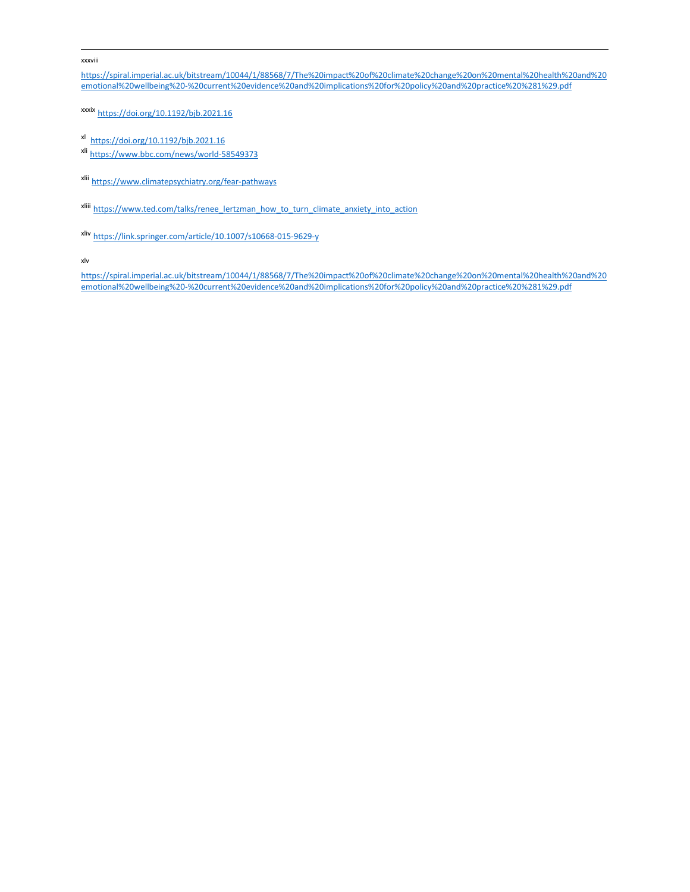[xxxviii] https://spiral.imperial.ac.uk/bitstream/10044/1/88568/7/The%20impact%20of%20climate%20change%20on%20mental%20health%20and%20emotional%20wellbeing%20-%20current%20evidence%20and%20implications%20for%20policy%20and%20practice%20%281%29.pdf

[xxxix] https://doi.org/10.1192/bjb.2021.16

[xl] https://doi.org/10.1192/bjb.2021.16

[xli] https://www.bbc.com/news/world-58549373

[xlii] https://www.climatepsychiatry.org/fear-pathways

[xliii] https://www.ted.com/talks/renee_lertzman_how_to_turn_climate_anxiety_into_action

[xliv] https://link.springer.com/article/10.1007/s10668-015-9629-y

[xlv] https://spiral.imperial.ac.uk/bitstream/10044/1/88568/7/The%20impact%20of%20climate%20change%20on%20mental%20health%20and%20emotional%20wellbeing%20-%20current%20evidence%20and%20implications%20for%20policy%20and%20practice%20%281%29.pdf